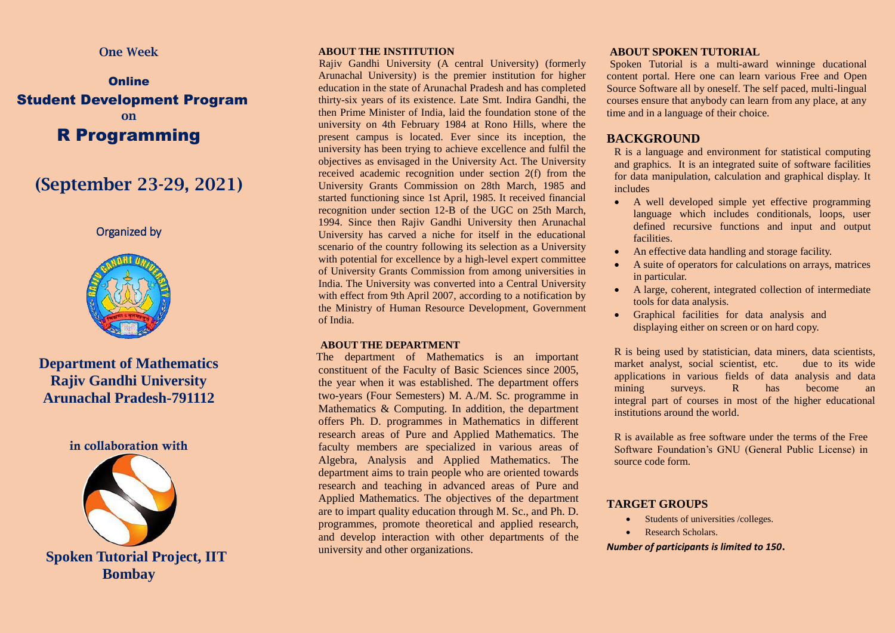One Week

# Online Student Development Program on R Programming

## (September 23-29, 2021)

Organized by

**Department of Mathematics**
**Rajiv Gandhi University**
**Arunachal Pradesh-791112**

in collaboration with

**Spoken Tutorial Project, IIT Bombay**

## ABOUT THE INSTITUTION

Rajiv Gandhi University (A central University) (formerly Arunachal University) is the premier institution for higher education in the state of Arunachal Pradesh and has completed thirty-six years of its existence. Late Smt. Indira Gandhi, the then Prime Minister of India, laid the foundation stone of the university on 4th February 1984 at Rono Hills, where the present campus is located. Ever since its inception, the university has been trying to achieve excellence and fulfil the objectives as envisaged in the University Act. The University received academic recognition under section 2(f) from the University Grants Commission on 28th March, 1985 and started functioning since 1st April, 1985. It received financial recognition under section 12-B of the UGC on 25th March, 1994. Since then Rajiv Gandhi University then Arunachal University has carved a niche for itself in the educational scenario of the country following its selection as a University with potential for excellence by a high-level expert committee of University Grants Commission from among universities in India. The University was converted into a Central University with effect from 9th April 2007, according to a notification by the Ministry of Human Resource Development, Government of India.

## ABOUT THE DEPARTMENT

The department of Mathematics is an important constituent of the Faculty of Basic Sciences since 2005, the year when it was established. The department offers two-years (Four Semesters) M. A./M. Sc. programme in Mathematics & Computing. In addition, the department offers Ph. D. programmes in Mathematics in different research areas of Pure and Applied Mathematics. The faculty members are specialized in various areas of Algebra, Analysis and Applied Mathematics. The department aims to train people who are oriented towards research and teaching in advanced areas of Pure and Applied Mathematics. The objectives of the department are to impart quality education through M. Sc., and Ph. D. programmes, promote theoretical and applied research, and develop interaction with other departments of the university and other organizations.

## ABOUT SPOKEN TUTORIAL

Spoken Tutorial is a multi-award winninge ducational content portal. Here one can learn various Free and Open Source Software all by oneself. The self paced, multi-lingual courses ensure that anybody can learn from any place, at any time and in a language of their choice.

## BACKGROUND

R is a language and environment for statistical computing and graphics. It is an integrated suite of software facilities for data manipulation, calculation and graphical display. It includes

- A well developed simple yet effective programming language which includes conditionals, loops, user defined recursive functions and input and output facilities.
- An effective data handling and storage facility.
- A suite of operators for calculations on arrays, matrices in particular.
- A large, coherent, integrated collection of intermediate tools for data analysis.
- Graphical facilities for data analysis and displaying either on screen or on hard copy.

R is being used by statistician, data miners, data scientists, market analyst, social scientist, etc. due to its wide applications in various fields of data analysis and data mining surveys. R has become an integral part of courses in most of the higher educational institutions around the world.

R is available as free software under the terms of the Free Software Foundation's GNU (General Public License) in source code form.

## TARGET GROUPS

- Students of universities /colleges.
- Research Scholars.

***Number of participants is limited to 150.***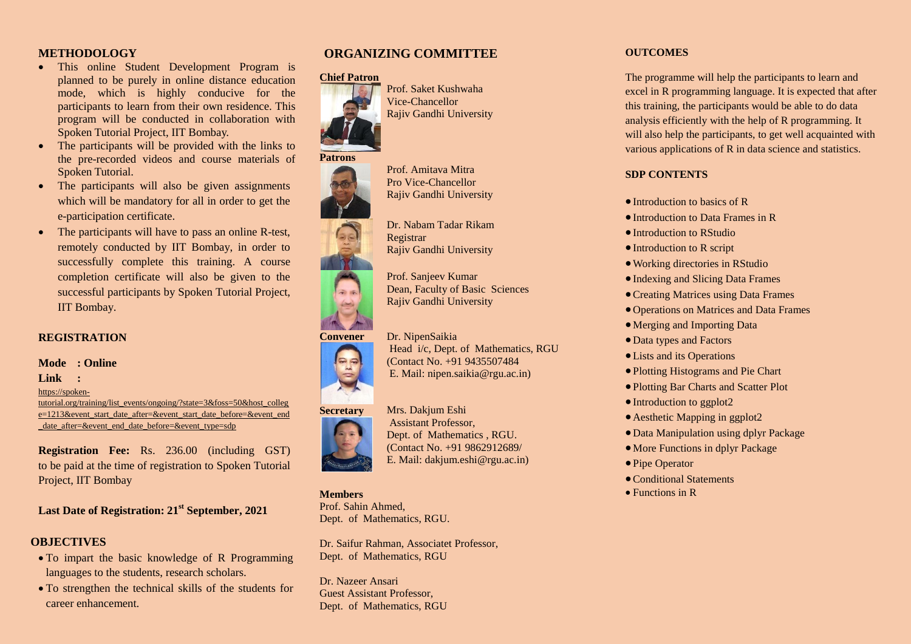## METHODOLOGY

- This online Student Development Program is planned to be purely in online distance education mode, which is highly conducive for the participants to learn from their own residence. This program will be conducted in collaboration with Spoken Tutorial Project, IIT Bombay.
- The participants will be provided with the links to the pre-recorded videos and course materials of Spoken Tutorial.
- The participants will also be given assignments which will be mandatory for all in order to get the e-participation certificate.
- The participants will have to pass an online R-test, remotely conducted by IIT Bombay, in order to successfully complete this training. A course completion certificate will also be given to the successful participants by Spoken Tutorial Project, IIT Bombay.

## REGISTRATION

**Mode : Online**

**Link :**

https://spoken-tutorial.org/training/list_events/ongoing/?state=3&foss=50&host_college=1213&event_start_date_after=&event_start_date_before=&event_end_date_after=&event_end_date_before=&event_type=sdp

**Registration Fee:** Rs. 236.00 (including GST) to be paid at the time of registration to Spoken Tutorial Project, IIT Bombay

**Last Date of Registration: 21st September, 2021**

## OBJECTIVES

- To impart the basic knowledge of R Programming languages to the students, research scholars.
- To strengthen the technical skills of the students for career enhancement.

## ORGANIZING COMMITTEE

**Chief Patron**

Prof. Saket Kushwaha
Vice-Chancellor
Rajiv Gandhi University

**Patrons**

Prof. Amitava Mitra
Pro Vice-Chancellor
Rajiv Gandhi University

Dr. Nabam Tadar Rikam
Registrar
Rajiv Gandhi University

Prof. Sanjeev Kumar
Dean, Faculty of Basic Sciences
Rajiv Gandhi University

**Convener**

Dr. NipenSaikia
Head i/c, Dept. of Mathematics, RGU
(Contact No. +91 9435507484
E. Mail: nipen.saikia@rgu.ac.in)

**Secretary**

Mrs. Dakjum Eshi
Assistant Professor,
Dept. of Mathematics , RGU.
(Contact No. +91 9862912689/
E. Mail: dakjum.eshi@rgu.ac.in)

**Members**

Prof. Sahin Ahmed,
Dept. of Mathematics, RGU.

Dr. Saifur Rahman, Associatet Professor,
Dept. of Mathematics, RGU

Dr. Nazeer Ansari
Guest Assistant Professor,
Dept. of Mathematics, RGU

## OUTCOMES

The programme will help the participants to learn and excel in R programming language. It is expected that after this training, the participants would be able to do data analysis efficiently with the help of R programming. It will also help the participants, to get well acquainted with various applications of R in data science and statistics.

## SDP CONTENTS

- Introduction to basics of R
- Introduction to Data Frames in R
- Introduction to RStudio
- Introduction to R script
- Working directories in RStudio
- Indexing and Slicing Data Frames
- Creating Matrices using Data Frames
- Operations on Matrices and Data Frames
- Merging and Importing Data
- Data types and Factors
- Lists and its Operations
- Plotting Histograms and Pie Chart
- Plotting Bar Charts and Scatter Plot
- Introduction to ggplot2
- Aesthetic Mapping in ggplot2
- Data Manipulation using dplyr Package
- More Functions in dplyr Package
- Pipe Operator
- Conditional Statements
- Functions in R